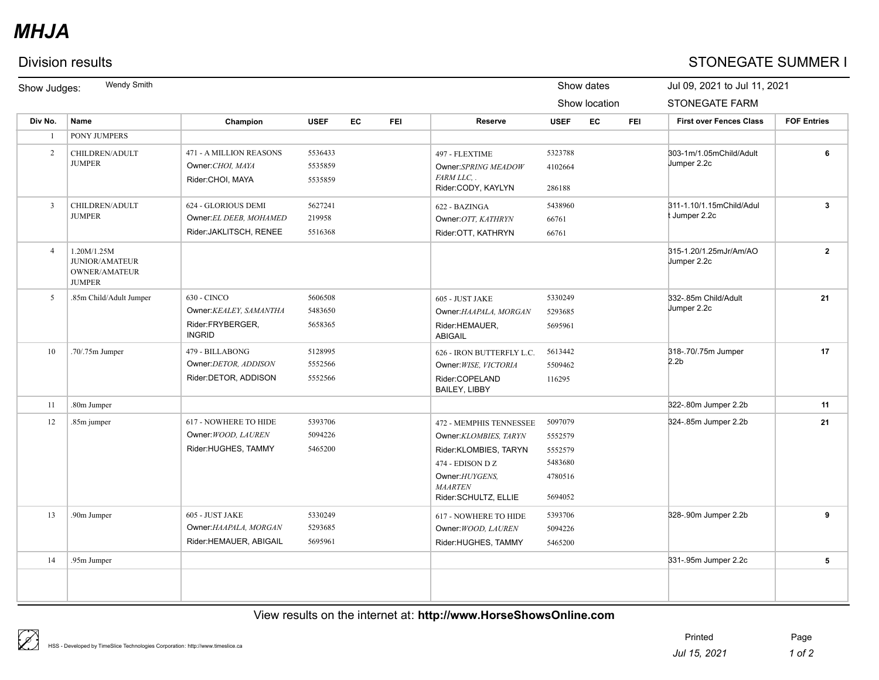# MHJA

## Division results

## STONEGATE SUMMER I

Show Judges: Wendy Smith

Show dates: Jul 09, 2021 to Jul 11, 2021

Show location: STONEGATE FARM

| Div No. | Name | Champion | USEF | EC | FEI | Reserve | USEF | EC | FEI | First over Fences Class | FOF Entries |
|---|---|---|---|---|---|---|---|---|---|---|---|
| 1 | PONY JUMPERS | | | | | | | | | | |
| 2 | CHILDREN/ADULT JUMPER | 471 - A MILLION REASONS<br>Owner:*CHOI, MAYA*<br>Rider:CHOI, MAYA | 5536433<br>5535859<br>5535859 | | | 497 - FLEXTIME<br>Owner:*SPRING MEADOW FARM LLC, .*<br>Rider:CODY, KAYLYN | 5323788<br>4102664<br>286188 | | | 303-1m/1.05mChild/Adult Jumper 2.2c | 6 |
| 3 | CHILDREN/ADULT JUMPER | 624 - GLORIOUS DEMI<br>Owner:*EL DEEB, MOHAMED*<br>Rider:JAKLITSCH, RENEE | 5627241<br>219958<br>5516368 | | | 622 - BAZINGA<br>Owner:*OTT, KATHRYN*<br>Rider:OTT, KATHRYN | 5438960<br>66761<br>66761 | | | 311-1.10/1.15mChild/Adult Jumper 2.2c | 3 |
| 4 | 1.20M/1.25M JUNIOR/AMATEUR OWNER/AMATEUR JUMPER | | | | | | | | | 315-1.20/1.25mJr/Am/AO Jumper 2.2c | 2 |
| 5 | .85m Child/Adult Jumper | 630 - CINCO<br>Owner:*KEALEY, SAMANTHA*<br>Rider:FRYBERGER, INGRID | 5606508<br>5483650<br>5658365 | | | 605 - JUST JAKE<br>Owner:*HAAPALA, MORGAN*<br>Rider:HEMAUER, ABIGAIL | 5330249<br>5293685<br>5695961 | | | 332-.85m Child/Adult Jumper 2.2c | 21 |
| 10 | .70/.75m Jumper | 479 - BILLABONG<br>Owner:*DETOR, ADDISON*<br>Rider:DETOR, ADDISON | 5128995<br>5552566<br>5552566 | | | 626 - IRON BUTTERFLY L.C.<br>Owner:*WISE, VICTORIA*<br>Rider:COPELAND BAILEY, LIBBY | 5613442<br>5509462<br>116295 | | | 318-.70/.75m Jumper 2.2b | 17 |
| 11 | .80m Jumper | | | | | | | | | 322-.80m Jumper 2.2b | 11 |
| 12 | .85m jumper | 617 - NOWHERE TO HIDE<br>Owner:*WOOD, LAUREN*<br>Rider:HUGHES, TAMMY | 5393706<br>5094226<br>5465200 | | | 472 - MEMPHIS TENNESSEE<br>Owner:*KLOMBIES, TARYN*<br>Rider:KLOMBIES, TARYN<br>474 - EDISON D Z<br>Owner:*HUYGENS, MAARTEN*<br>Rider:SCHULTZ, ELLIE | 5097079<br>5552579<br>5552579<br>5483680<br>4780516<br>5694052 | | | 324-.85m Jumper 2.2b | 21 |
| 13 | .90m Jumper | 605 - JUST JAKE<br>Owner:*HAAPALA, MORGAN*<br>Rider:HEMAUER, ABIGAIL | 5330249<br>5293685<br>5695961 | | | 617 - NOWHERE TO HIDE<br>Owner:*WOOD, LAUREN*<br>Rider:HUGHES, TAMMY | 5393706<br>5094226<br>5465200 | | | 328-.90m Jumper 2.2b | 9 |
| 14 | .95m Jumper | | | | | | | | | 331-.95m Jumper 2.2c | 5 |

View results on the internet at: **http://www.HorseShowsOnline.com**

HSS - Developed by TimeSlice Technologies Corporation: http://www.timeslice.ca

Printed *Jul 15, 2021*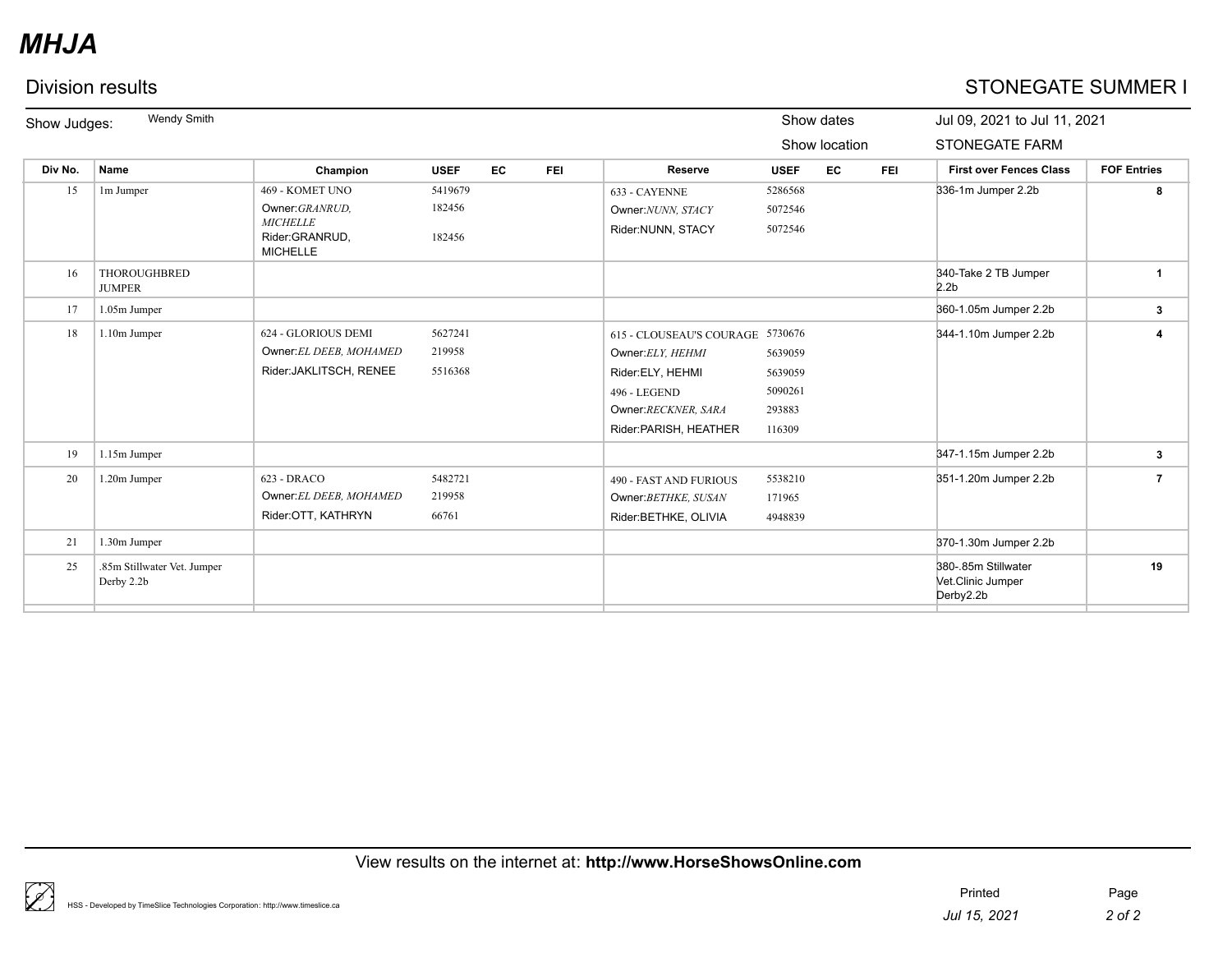# MHJA

## Division results

## STONEGATE SUMMER I

Show Judges: Wendy Smith

Show dates: Jul 09, 2021 to Jul 11, 2021

Show location: STONEGATE FARM

| Div No. | Name | Champion | USEF | EC | FEI | Reserve | USEF | EC | FEI | First over Fences Class | FOF Entries |
|---|---|---|---|---|---|---|---|---|---|---|---|
| 15 | 1m Jumper | 469 - KOMET UNO<br>Owner:*GRANRUD, MICHELLE*<br>Rider:GRANRUD, MICHELLE | 5419679<br>182456<br>182456 | | | 633 - CAYENNE<br>Owner:*NUNN, STACY*<br>Rider:NUNN, STACY | 5286568<br>5072546<br>5072546 | | | 336-1m Jumper 2.2b | 8 |
| 16 | THOROUGHBRED JUMPER | | | | | | | | | 340-Take 2 TB Jumper 2.2b | 1 |
| 17 | 1.05m Jumper | | | | | | | | | 360-1.05m Jumper 2.2b | 3 |
| 18 | 1.10m Jumper | 624 - GLORIOUS DEMI<br>Owner:*EL DEEB, MOHAMED*<br>Rider:JAKLITSCH, RENEE | 5627241<br>219958<br>5516368 | | | 615 - CLOUSEAU'S COURAGE<br>Owner:*ELY, HEHMI*<br>Rider:ELY, HEHMI<br>496 - LEGEND<br>Owner:*RECKNER, SARA*<br>Rider:PARISH, HEATHER | 5730676<br>5639059<br>5639059<br>5090261<br>293883<br>116309 | | | 344-1.10m Jumper 2.2b | 4 |
| 19 | 1.15m Jumper | | | | | | | | | 347-1.15m Jumper 2.2b | 3 |
| 20 | 1.20m Jumper | 623 - DRACO<br>Owner:*EL DEEB, MOHAMED*<br>Rider:OTT, KATHRYN | 5482721<br>219958<br>66761 | | | 490 - FAST AND FURIOUS<br>Owner:*BETHKE, SUSAN*<br>Rider:BETHKE, OLIVIA | 5538210<br>171965<br>4948839 | | | 351-1.20m Jumper 2.2b | 7 |
| 21 | 1.30m Jumper | | | | | | | | | 370-1.30m Jumper 2.2b | |
| 25 | .85m Stillwater Vet. Jumper Derby 2.2b | | | | | | | | | 380-.85m Stillwater Vet.Clinic Jumper Derby2.2b | 19 |

View results on the internet at: **http://www.HorseShowsOnline.com**

HSS - Developed by TimeSlice Technologies Corporation: http://www.timeslice.ca

Printed Jul 15, 2021